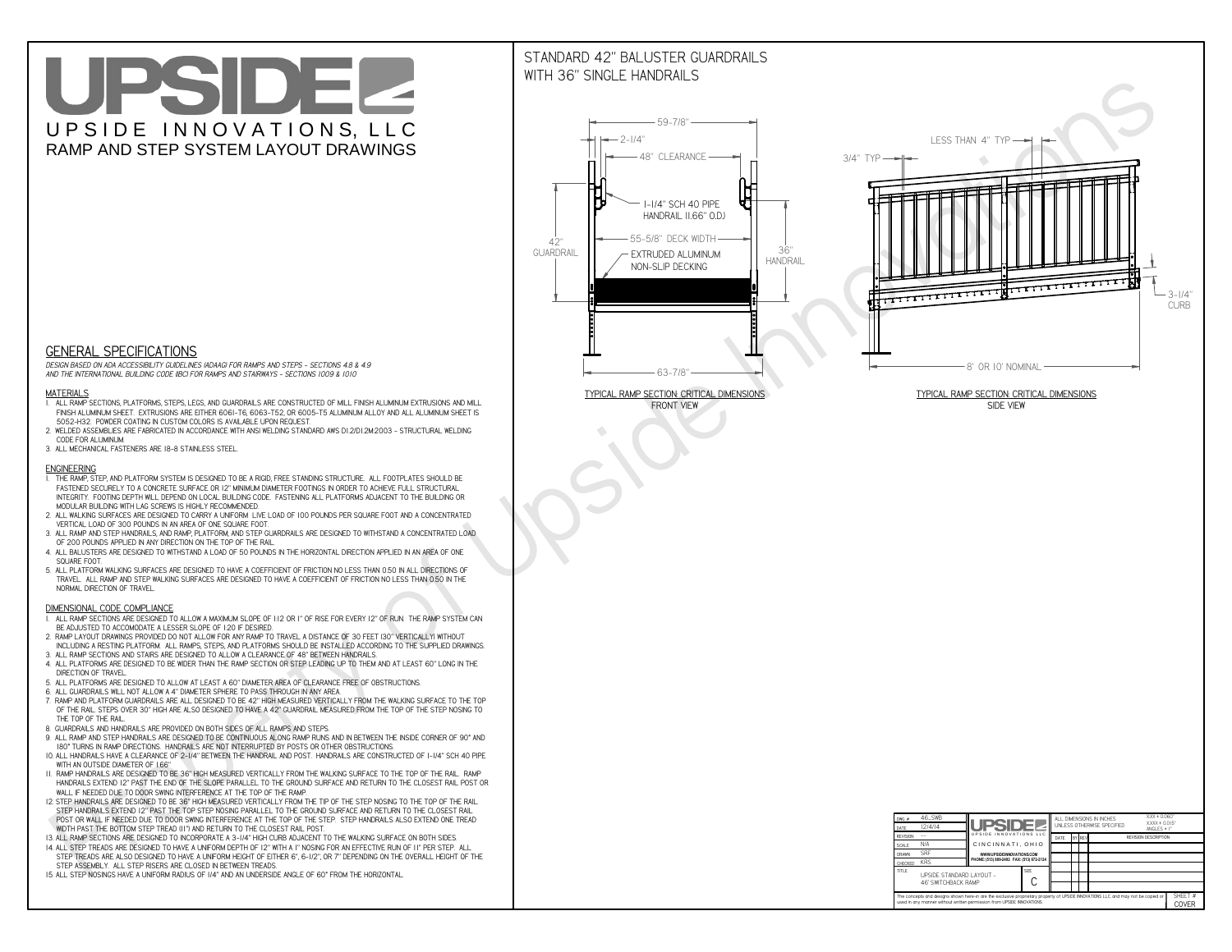# UPSIDE

UPSIDE INNOVATIONS, LLC

RAMP AND STEP SYSTEM LAYOUT DRAWINGS

## GENERAL SPECIFICATIONS

*DESIGN BASED ON ADA ACCESSIBILITY GUIDELINES (ADAAG) FOR RAMPS AND STEPS - SECTIONS 4.8 & 4.9 AND THE INTERNATIONAL BUILDING CODE (IBC) FOR RAMPS AND STAIRWAYS - SECTIONS 1009 & 1010*

### MATERIALS

1. ALL RAMP SECTIONS, PLATFORMS, STEPS, LEGS, AND GUARDRAILS ARE CONSTRUCTED OF MILL FINISH ALUMINUM EXTRUSIONS AND MILL FINISH ALUMINUM SHEET. EXTRUSIONS ARE EITHER 6061-T6, 6063-T52, OR 6005-T5 ALUMINUM ALLOY AND ALL ALUMINUM SHEET IS 5052-H32. POWDER COATING IN CUSTOM COLORS IS AVAILABLE UPON REQUEST.
2. WELDED ASSEMBLIES ARE FABRICATED IN ACCORDANCE WITH ANSI WELDING STANDARD AWS D1.2/D1.2M:2003 - STRUCTURAL WELDING CODE FOR ALUMINUM.
3. ALL MECHANICAL FASTENERS ARE 18-8 STAINLESS STEEL.

### ENGINEERING

1. THE RAMP, STEP, AND PLATFORM SYSTEM IS DESIGNED TO BE A RIGID, FREE STANDING STRUCTURE. ALL FOOTPLATES SHOULD BE FASTENED SECURELY TO A CONCRETE SURFACE OR 12" MINIMUM DIAMETER FOOTINGS IN ORDER TO ACHIEVE FULL STRUCTURAL INTEGRITY. FOOTING DEPTH WILL DEPEND ON LOCAL BUILDING CODE. FASTENING ALL PLATFORMS ADJACENT TO THE BUILDING OR MODULAR BUILDING WITH LAG SCREWS IS HIGHLY RECOMMENDED.
2. ALL WALKING SURFACES ARE DESIGNED TO CARRY A UNIFORM LIVE LOAD OF 100 POUNDS PER SQUARE FOOT AND A CONCENTRATED VERTICAL LOAD OF 300 POUNDS IN AN AREA OF ONE SQUARE FOOT.
3. ALL RAMP AND STEP HANDRAILS, AND RAMP, PLATFORM, AND STEP GUARDRAILS ARE DESIGNED TO WITHSTAND A CONCENTRATED LOAD OF 200 POUNDS APPLIED IN ANY DIRECTION ON THE TOP OF THE RAIL.
4. ALL BALUSTERS ARE DESIGNED TO WITHSTAND A LOAD OF 50 POUNDS IN THE HORIZONTAL DIRECTION APPLIED IN AN AREA OF ONE SQUARE FOOT.
5. ALL PLATFORM WALKING SURFACES ARE DESIGNED TO HAVE A COEFFICIENT OF FRICTION NO LESS THAN 0.50 IN ALL DIRECTIONS OF TRAVEL. ALL RAMP AND STEP WALKING SURFACES ARE DESIGNED TO HAVE A COEFFICIENT OF FRICTION NO LESS THAN 0.50 IN THE NORMAL DIRECTION OF TRAVEL.

### DIMENSIONAL CODE COMPLIANCE

1. ALL RAMP SECTIONS ARE DESIGNED TO ALLOW A MAXIMUM SLOPE OF 1:12 OR 1" OF RISE FOR EVERY 12" OF RUN. THE RAMP SYSTEM CAN BE ADJUSTED TO ACCOMODATE A LESSER SLOPE OF 1:20 IF DESIRED.
2. RAMP LAYOUT DRAWINGS PROVIDED DO NOT ALLOW FOR ANY RAMP TO TRAVEL A DISTANCE OF 30 FEET (30" VERTICALLY) WITHOUT INCLUDING A RESTING PLATFORM. ALL RAMPS, STEPS, AND PLATFORMS SHOULD BE INSTALLED ACCORDING TO THE SUPPLIED DRAWINGS.
3. ALL RAMP SECTIONS AND STAIRS ARE DESIGNED TO ALLOW A CLEARANCE OF 48" BETWEEN HANDRAILS.
4. ALL PLATFORMS ARE DESIGNED TO BE WIDER THAN THE RAMP SECTION OR STEP LEADING UP TO THEM AND AT LEAST 60" LONG IN THE DIRECTION OF TRAVEL.
5. ALL PLATFORMS ARE DESIGNED TO ALLOW AT LEAST A 60" DIAMETER AREA OF CLEARANCE FREE OF OBSTRUCTIONS.
6. ALL GUARDRAILS WILL NOT ALLOW A 4" DIAMETER SPHERE TO PASS THROUGH IN ANY AREA.
7. RAMP AND PLATFORM GUARDRAILS ARE ALL DESIGNED TO BE 42" HIGH MEASURED VERTICALLY FROM THE WALKING SURFACE TO THE TOP OF THE RAIL. STEPS OVER 30" HIGH ARE ALSO DESIGNED TO HAVE A 42" GUARDRAIL MEASURED FROM THE TOP OF THE STEP NOSING TO THE TOP OF THE RAIL.
8. GUARDRAILS AND HANDRAILS ARE PROVIDED ON BOTH SIDES OF ALL RAMPS AND STEPS.
9. ALL RAMP AND STEP HANDRAILS ARE DESIGNED TO BE CONTINUOUS ALONG RAMP RUNS AND IN BETWEEN THE INSIDE CORNER OF 90° AND 180° TURNS IN RAMP DIRECTIONS. HANDRAILS ARE NOT INTERRUPTED BY POSTS OR OTHER OBSTRUCTIONS.
10. ALL HANDRAILS HAVE A CLEARANCE OF 2-1/4" BETWEEN THE HANDRAIL AND POST. HANDRAILS ARE CONSTRUCTED OF 1-1/4" SCH 40 PIPE WITH AN OUTSIDE DIAMETER OF 1.66"
11. RAMP HANDRAILS ARE DESIGNED TO BE 36" HIGH MEASURED VERTICALLY FROM THE WALKING SURFACE TO THE TOP OF THE RAIL. RAMP HANDRAILS EXTEND 12" PAST THE END OF THE SLOPE PARALLEL TO THE GROUND SURFACE AND RETURN TO THE CLOSEST RAIL POST OR WALL IF NEEDED DUE TO DOOR SWING INTERFERENCE AT THE TOP OF THE RAMP.
12. STEP HANDRAILS ARE DESIGNED TO BE 36" HIGH MEASURED VERTICALLY FROM THE TIP OF THE STEP NOSING TO THE TOP OF THE RAIL. STEP HANDRAILS EXTEND 12" PAST THE TOP STEP NOSING PARALLEL TO THE GROUND SURFACE AND RETURN TO THE CLOSEST RAIL POST OR WALL IF NEEDED DUE TO DOOR SWING INTERFERENCE AT THE TOP OF THE STEP. STEP HANDRAILS ALSO EXTEND ONE TREAD WIDTH PAST THE BOTTOM STEP TREAD (11") AND RETURN TO THE CLOSEST RAIL POST.
13. ALL RAMP SECTIONS ARE DESIGNED TO INCORPORATE A 3-1/4" HIGH CURB ADJACENT TO THE WALKING SURFACE ON BOTH SIDES.
14. ALL STEP TREADS ARE DESIGNED TO HAVE A UNIFORM DEPTH OF 12" WITH A 1" NOSING FOR AN EFFECTIVE RUN OF 11" PER STEP. ALL STEP TREADS ARE ALSO DESIGNED TO HAVE A UNIFORM HEIGHT OF EITHER 6", 6-1/2", OR 7" DEPENDING ON THE OVERALL HEIGHT OF THE STEP ASSEMBLY. ALL STEP RISERS ARE CLOSED IN BETWEEN TREADS.
15. ALL STEP NOSINGS HAVE A UNIFORM RADIUS OF 1/4" AND AN UNDERSIDE ANGLE OF 60° FROM THE HORIZONTAL.

## STANDARD 42" BALUSTER GUARDRAILS WITH 36" SINGLE HANDRAILS

59-7/8"
2-1/4"
48" CLEARANCE
1-1/4" SCH 40 PIPE HANDRAIL (1.66" O.D.)
42" GUARDRAIL
55-5/8" DECK WIDTH
EXTRUDED ALUMINUM NON-SLIP DECKING
36" HANDRAIL
63-7/8"

TYPICAL RAMP SECTION: CRITICAL DIMENSIONS
FRONT VIEW

LESS THAN 4" TYP
3/4" TYP
3-1/4" CURB
8' OR 10' NOMINAL

TYPICAL RAMP SECTION: CRITICAL DIMENSIONS
SIDE VIEW

| | | | |
|---|---|---|---|
| DWG # | 46_SWB | UPSIDE INNOVATIONS LLC | ALL DIMENSIONS IN INCHES UNLESS OTHERWISE SPECIFIED. X.XX ± 0.060" X.XXX ± 0.015" ANGLES ± 1° |
| DATE | 12/4/14 | CINCINNATI, OHIO | |
| REVISION | --- | WWW.UPSIDEINNOVATIONS.COM PHONE: (513) 889-2492 FAX: (513) 672-2124 | |
| SCALE | N/A | | |
| DRAWN | SRF | | |
| CHECKED | KRS | | |
| TITLE | UPSIDE STANDARD LAYOUT - 46' SWITCHBACK RAMP | SIZE C | |

| DATE | BY | REV | REVISION DESCRIPTION |
|---|---|---|---|

The concepts and designs shown here-in are the exclusive proprietary property of UPSIDE INNOVATIONS LLC. and may not be copied or used in any manner without written permission from UPSIDE INNOVATIONS.

SHEET # COVER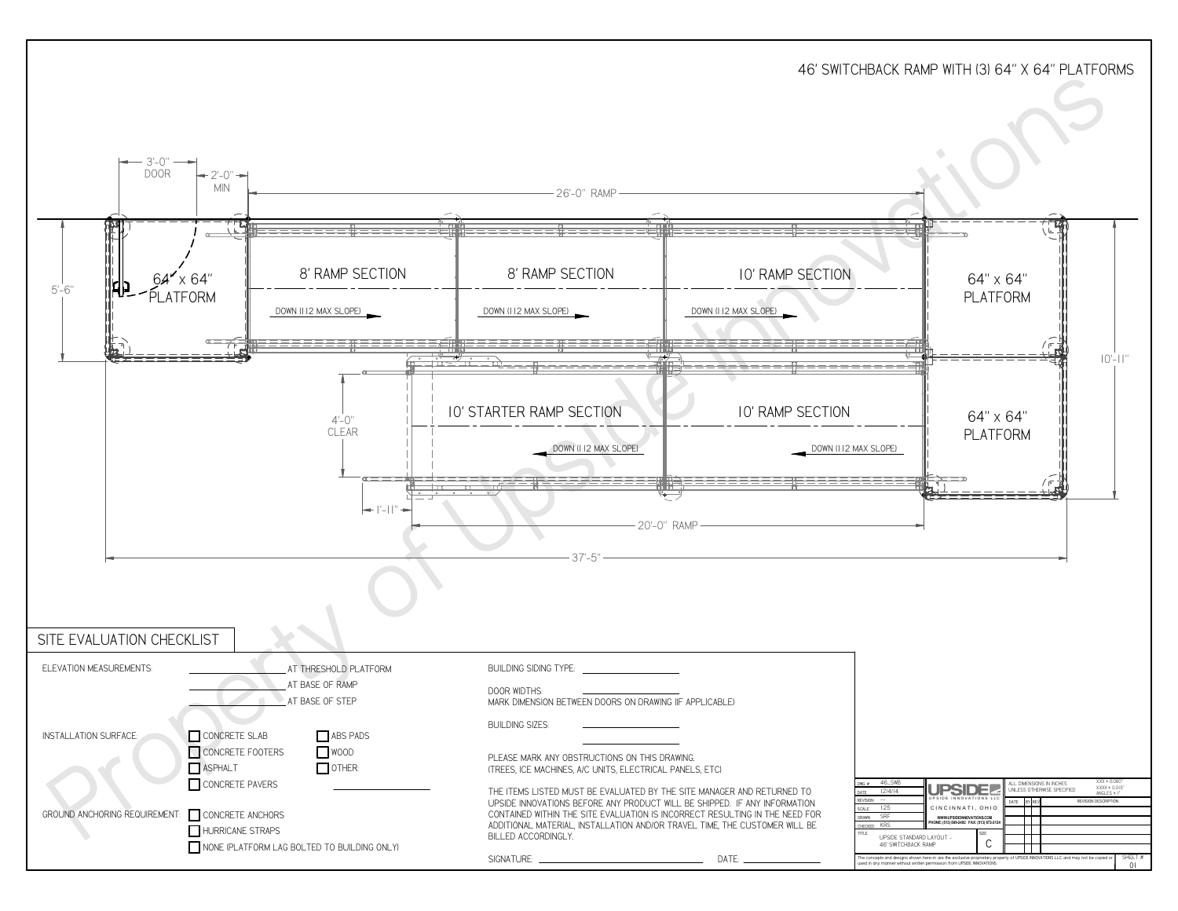# 46' SWITCHBACK RAMP WITH (3) 64" X 64" PLATFORMS

3'-0"
DOOR

2'-0"
MIN

26'-0" RAMP

5'-6"

64" x 64"
PLATFORM

8' RAMP SECTION

DOWN (1:12 MAX SLOPE)

8' RAMP SECTION

DOWN (1:12 MAX SLOPE)

10' RAMP SECTION

DOWN (1:12 MAX SLOPE)

64" x 64"
PLATFORM

10'-11"

4'-0"
CLEAR

10' STARTER RAMP SECTION

DOWN (1:12 MAX SLOPE)

10' RAMP SECTION

DOWN (1:12 MAX SLOPE)

64" x 64"
PLATFORM

1'-11"

20'-0" RAMP

37'-5"

## SITE EVALUATION CHECKLIST

ELEVATION MEASUREMENTS: ______ AT THRESHOLD PLATFORM
______ AT BASE OF RAMP
______ AT BASE OF STEP

INSTALLATION SURFACE:
- ☐ CONCRETE SLAB
- ☐ CONCRETE FOOTERS
- ☐ ASPHALT
- ☐ CONCRETE PAVERS
- ☐ ABS PADS
- ☐ WOOD
- ☐ OTHER ______

GROUND ANCHORING REQUIREMENT:
- ☐ CONCRETE ANCHORS
- ☐ HURRICANE STRAPS
- ☐ NONE (PLATFORM LAG BOLTED TO BUILDING ONLY)

BUILDING SIDING TYPE: ______

DOOR WIDTHS: ______
MARK DIMENSION BETWEEN DOORS ON DRAWING (IF APPLICABLE)

BUILDING SIZES: ______
______

PLEASE MARK ANY OBSTRUCTIONS ON THIS DRAWING.
(TREES, ICE MACHINES, A/C UNITS, ELECTRICAL PANELS, ETC)

THE ITEMS LISTED MUST BE EVALUATED BY THE SITE MANAGER AND RETURNED TO UPSIDE INNOVATIONS BEFORE ANY PRODUCT WILL BE SHIPPED. IF ANY INFORMATION CONTAINED WITHIN THE SITE EVALUATION IS INCORRECT RESULTING IN THE NEED FOR ADDITIONAL MATERIAL, INSTALLATION AND/OR TRAVEL TIME, THE CUSTOMER WILL BE BILLED ACCORDINGLY.

SIGNATURE: ______ DATE: ______

| | |
|---|---|
| DWG # | 46_SWB |
| DATE | 12/4/14 |
| REVISION | --- |
| SCALE | 1:25 |
| DRAWN | SRF |
| CHECKED | KRS |

UPSIDE
UPSIDE INNOVATIONS LLC
CINCINNATI, OHIO
WWW.UPSIDEINNOVATIONS.COM
PHONE: (513) 889-2492 FAX: (513) 672-2124

TITLE: UPSIDE STANDARD LAYOUT - 46' SWITCHBACK RAMP

SIZE: C

ALL DIMENSIONS IN INCHES UNLESS OTHERWISE SPECIFIED
X.XX ± 0.060"
X.XXX ± 0.015"
ANGLES ± 1°

| DATE | BY | REV | REVISION DESCRIPTION |
|---|---|---|---|

The concepts and designs shown here-in are the exclusive proprietary property of UPSIDE INNOVATIONS LLC and may not be copied or used in any manner without written permission from UPSIDE INNOVATIONS.

SHEET # 01